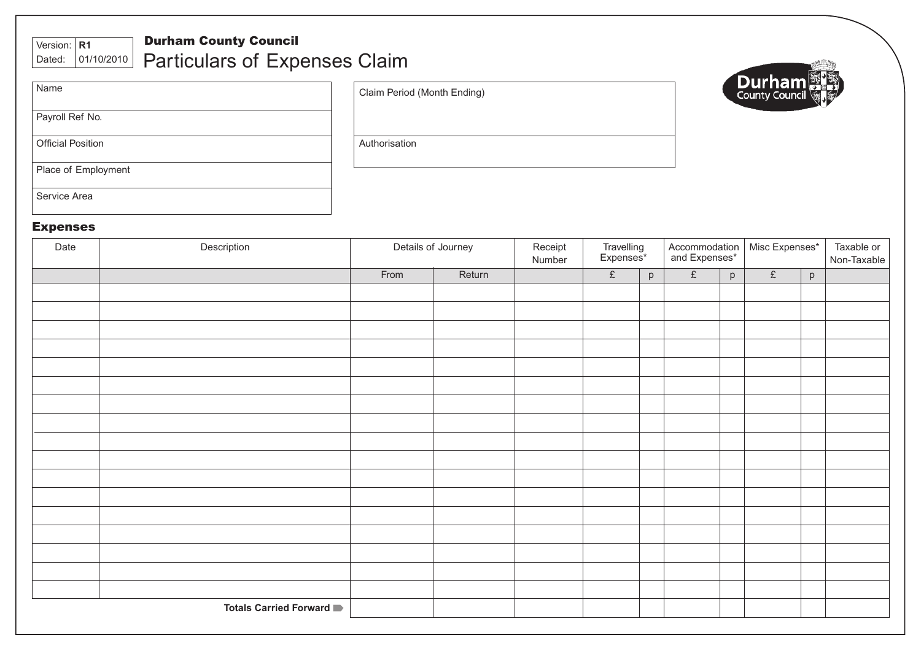| Version: | R1 |
|---|---|
| Dated: | 01/10/2010 |

**Durham County Council**

# Particulars of Expenses Claim

Durham County Council

| Name | |
|---|---|
| Payroll Ref No. | |
| Official Position | |
| Place of Employment | |
| Service Area | |

| Claim Period (Month Ending) | |
|---|---|
| Authorisation | |

## Expenses

| Date | Description | Details of Journey | | Receipt Number | Travelling Expenses* | | Accommodation and Expenses* | | Misc Expenses* | | Taxable or Non-Taxable |
|---|---|---|---|---|---|---|---|---|---|---|---|
| | | From | Return | | £ | p | £ | p | £ | p | |
| | | | | | | | | | | | |
| | | | | | | | | | | | |
| | | | | | | | | | | | |
| | | | | | | | | | | | |
| | | | | | | | | | | | |
| | | | | | | | | | | | |
| | | | | | | | | | | | |
| | | | | | | | | | | | |
| | | | | | | | | | | | |
| | | | | | | | | | | | |
| | | | | | | | | | | | |
| | | | | | | | | | | | |
| | | | | | | | | | | | |
| | | | | | | | | | | | |
| | | | | | | | | | | | |
| | | | | | | | | | | | |
| | | | | | | | | | | | |
| | **Totals Carried Forward** | | | | | | | | | | |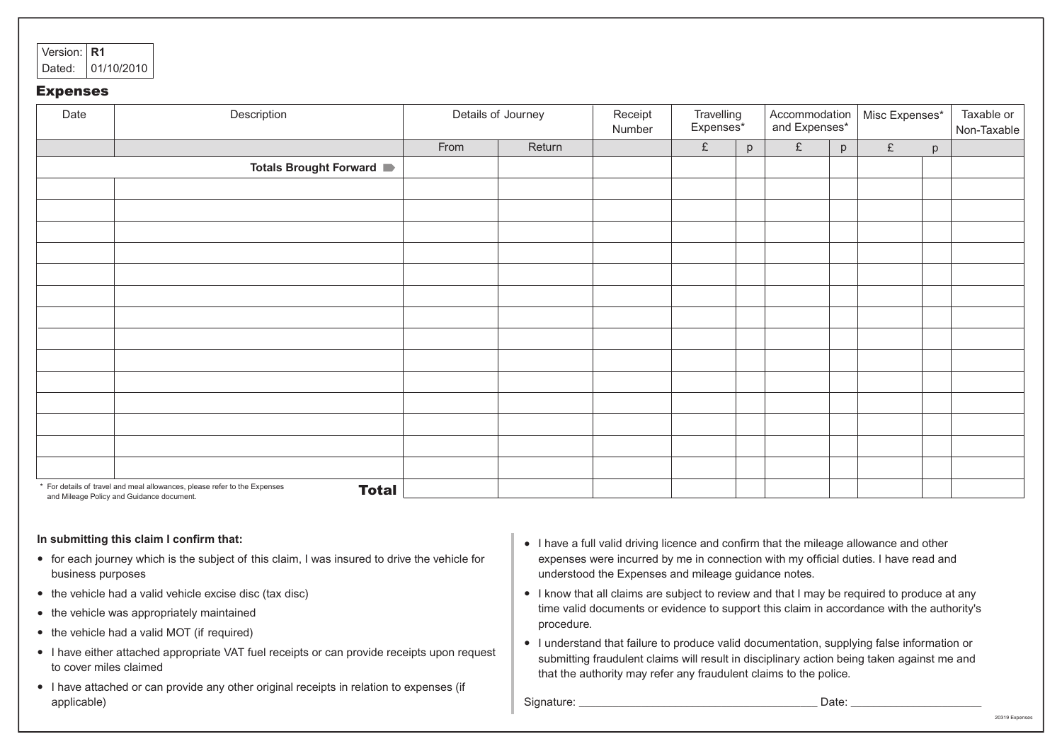| Version: | **R1** |
|---|---|
| Dated: | 01/10/2010 |

## Expenses

| Date | Description | Details of Journey | | Receipt Number | Travelling Expenses* | | Accommodation and Expenses* | | Misc Expenses* | | Taxable or Non-Taxable |
|---|---|---|---|---|---|---|---|---|---|---|---|
| | | From | Return | | £ | p | £ | p | £ | p | |
| | **Totals Brought Forward** | | | | | | | | | | |
| | | | | | | | | | | | |
| | | | | | | | | | | | |
| | | | | | | | | | | | |
| | | | | | | | | | | | |
| | | | | | | | | | | | |
| | | | | | | | | | | | |
| | | | | | | | | | | | |
| | | | | | | | | | | | |
| | | | | | | | | | | | |
| | | | | | | | | | | | |
| | | | | | | | | | | | |
| | | | | | | | | | | | |
| | | | | | | | | | | | |
| | | | | | | | | | | | |
| | **Total** | | | | | | | | | | |

* For details of travel and meal allowances, please refer to the Expenses and Mileage Policy and Guidance document.

**In submitting this claim I confirm that:**

- for each journey which is the subject of this claim, I was insured to drive the vehicle for business purposes
- the vehicle had a valid vehicle excise disc (tax disc)
- the vehicle was appropriately maintained
- the vehicle had a valid MOT (if required)
- I have either attached appropriate VAT fuel receipts or can provide receipts upon request to cover miles claimed
- I have attached or can provide any other original receipts in relation to expenses (if applicable)
- I have a full valid driving licence and confirm that the mileage allowance and other expenses were incurred by me in connection with my official duties. I have read and understood the Expenses and mileage guidance notes.
- I know that all claims are subject to review and that I may be required to produce at any time valid documents or evidence to support this claim in accordance with the authority's procedure.
- I understand that failure to produce valid documentation, supplying false information or submitting fraudulent claims will result in disciplinary action being taken against me and that the authority may refer any fraudulent claims to the police.

Signature: ______________________________ Date: ____________________

20319 Expenses